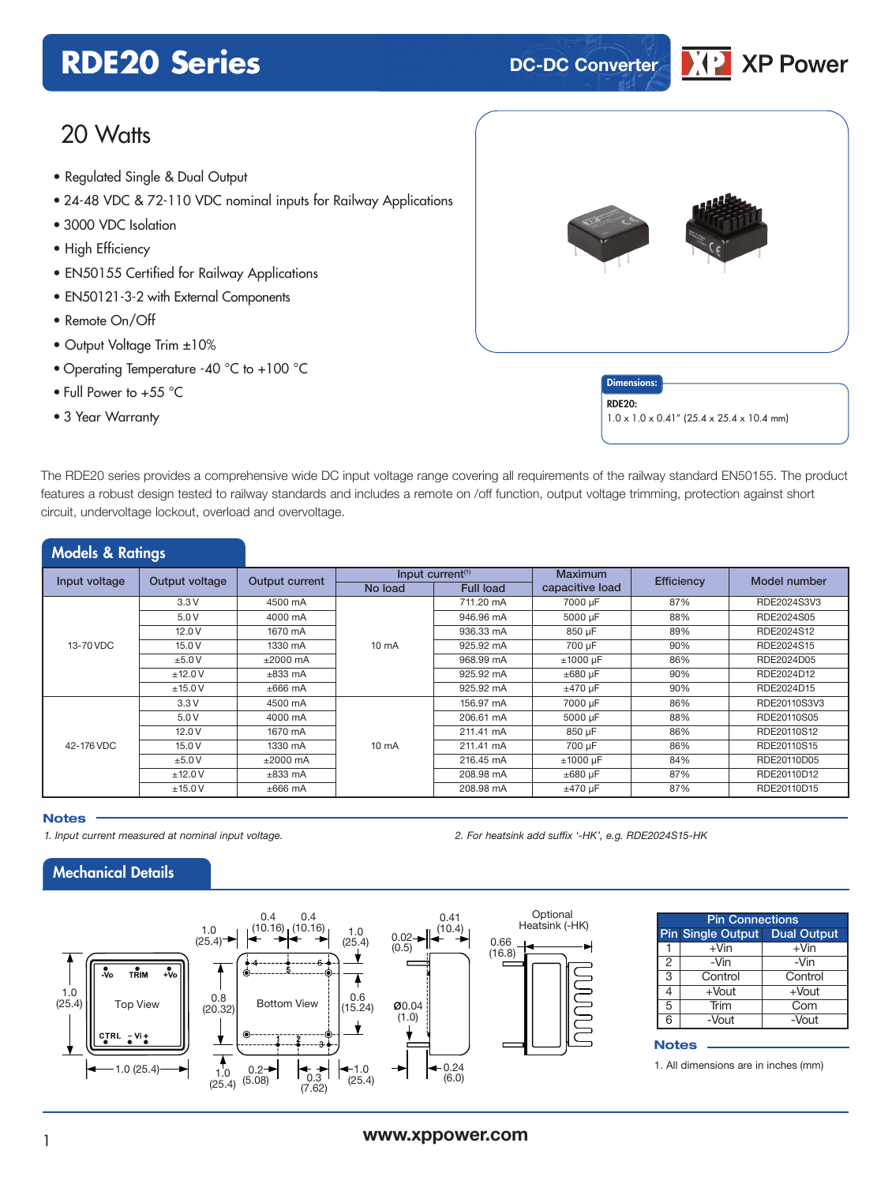# RDE20 Series

DC-DC Converter

XP Power

## 20 Watts

- Regulated Single & Dual Output
- 24-48 VDC & 72-110 VDC nominal inputs for Railway Applications
- 3000 VDC Isolation
- High Efficiency
- EN50155 Certified for Railway Applications
- EN50121-3-2 with External Components
- Remote On/Off
- Output Voltage Trim ±10%
- Operating Temperature -40 °C to +100 °C
- Full Power to +55 °C
- 3 Year Warranty

**Dimensions:**

**RDE20:**
1.0 x 1.0 x 0.41" (25.4 x 25.4 x 10.4 mm)

The RDE20 series provides a comprehensive wide DC input voltage range covering all requirements of the railway standard EN50155. The product features a robust design tested to railway standards and includes a remote on /off function, output voltage trimming, protection against short circuit, undervoltage lockout, overload and overvoltage.

## Models & Ratings

| Input voltage | Output voltage | Output current | Input current[1] No load | Input current[1] Full load | Maximum capacitive load | Efficiency | Model number |
|---|---|---|---|---|---|---|---|
| 13-70 VDC | 3.3 V | 4500 mA | 10 mA | 711.20 mA | 7000 µF | 87% | RDE2024S3V3 |
| | 5.0 V | 4000 mA | | 946.96 mA | 5000 µF | 88% | RDE2024S05 |
| | 12.0 V | 1670 mA | | 936.33 mA | 850 µF | 89% | RDE2024S12 |
| | 15.0 V | 1330 mA | | 925.92 mA | 700 µF | 90% | RDE2024S15 |
| | ±5.0 V | ±2000 mA | | 968.99 mA | ±1000 µF | 86% | RDE2024D05 |
| | ±12.0 V | ±833 mA | | 925.92 mA | ±680 µF | 90% | RDE2024D12 |
| | ±15.0 V | ±666 mA | | 925.92 mA | ±470 µF | 90% | RDE2024D15 |
| 42-176 VDC | 3.3 V | 4500 mA | 10 mA | 156.97 mA | 7000 µF | 86% | RDE20110S3V3 |
| | 5.0 V | 4000 mA | | 206.61 mA | 5000 µF | 88% | RDE20110S05 |
| | 12.0 V | 1670 mA | | 211.41 mA | 850 µF | 86% | RDE20110S12 |
| | 15.0 V | 1330 mA | | 211.41 mA | 700 µF | 86% | RDE20110S15 |
| | ±5.0 V | ±2000 mA | | 216.45 mA | ±1000 µF | 84% | RDE20110D05 |
| | ±12.0 V | ±833 mA | | 208.98 mA | ±680 µF | 87% | RDE20110D12 |
| | ±15.0 V | ±666 mA | | 208.98 mA | ±470 µF | 87% | RDE20110D15 |

**Notes**

1. *Input current measured at nominal input voltage.*
2. *For heatsink add suffix '-HK', e.g. RDE2024S15-HK*

## Mechanical Details

| Pin | Single Output | Dual Output |
|---|---|---|
| 1 | +Vin | +Vin |
| 2 | -Vin | -Vin |
| 3 | Control | Control |
| 4 | +Vout | +Vout |
| 5 | Trim | Com |
| 6 | -Vout | -Vout |

**Notes**

1. All dimensions are in inches (mm)

www.xppower.com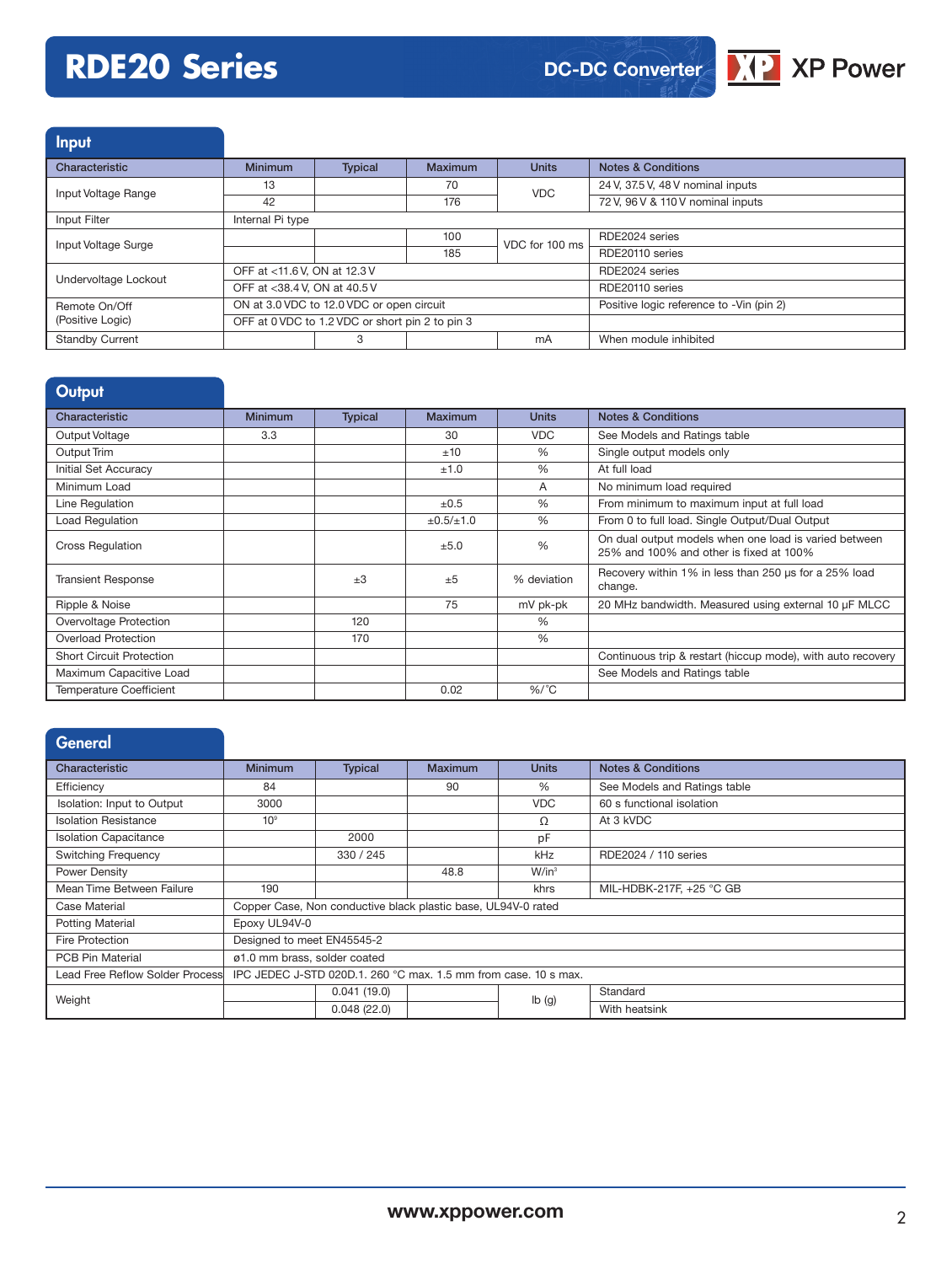## Input

| Characteristic | Minimum | Typical | Maximum | Units | Notes & Conditions |
|---|---|---|---|---|---|
| Input Voltage Range | 13 | | 70 | VDC | 24 V, 37.5 V, 48 V nominal inputs |
| | 42 | | 176 | | 72 V, 96 V & 110 V nominal inputs |
| Input Filter | Internal Pi type | | | | |
| Input Voltage Surge | | | 100 | VDC for 100 ms | RDE2024 series |
| | | | 185 | | RDE20110 series |
| Undervoltage Lockout | OFF at <11.6 V, ON at 12.3 V | | | | RDE2024 series |
| | OFF at <38.4 V, ON at 40.5 V | | | | RDE20110 series |
| Remote On/Off (Positive Logic) | ON at 3.0 VDC to 12.0 VDC or open circuit | | | | Positive logic reference to -Vin (pin 2) |
| | OFF at 0 VDC to 1.2 VDC or short pin 2 to pin 3 | | | | |
| Standby Current | | 3 | | mA | When module inhibited |

## Output

| Characteristic | Minimum | Typical | Maximum | Units | Notes & Conditions |
|---|---|---|---|---|---|
| Output Voltage | 3.3 | | 30 | VDC | See Models and Ratings table |
| Output Trim | | | ±10 | % | Single output models only |
| Initial Set Accuracy | | | ±1.0 | % | At full load |
| Minimum Load | | | | A | No minimum load required |
| Line Regulation | | | ±0.5 | % | From minimum to maximum input at full load |
| Load Regulation | | | ±0.5/±1.0 | % | From 0 to full load. Single Output/Dual Output |
| Cross Regulation | | | ±5.0 | % | On dual output models when one load is varied between 25% and 100% and other is fixed at 100% |
| Transient Response | | ±3 | ±5 | % deviation | Recovery within 1% in less than 250 µs for a 25% load change. |
| Ripple & Noise | | | 75 | mV pk-pk | 20 MHz bandwidth. Measured using external 10 µF MLCC |
| Overvoltage Protection | | 120 | | % | |
| Overload Protection | | 170 | | % | |
| Short Circuit Protection | | | | | Continuous trip & restart (hiccup mode), with auto recovery |
| Maximum Capacitive Load | | | | | See Models and Ratings table |
| Temperature Coefficient | | | 0.02 | %/°C | |

## General

| Characteristic | Minimum | Typical | Maximum | Units | Notes & Conditions |
|---|---|---|---|---|---|
| Efficiency | 84 | | 90 | % | See Models and Ratings table |
| Isolation: Input to Output | 3000 | | | VDC | 60 s functional isolation |
| Isolation Resistance | $10^9$ | | | Ω | At 3 kVDC |
| Isolation Capacitance | | 2000 | | pF | |
| Switching Frequency | | 330 / 245 | | kHz | RDE2024 / 110 series |
| Power Density | | | 48.8 | W/in³ | |
| Mean Time Between Failure | 190 | | | khrs | MIL-HDBK-217F, +25 °C GB |
| Case Material | Copper Case, Non conductive black plastic base, UL94V-0 rated | | | | |
| Potting Material | Epoxy UL94V-0 | | | | |
| Fire Protection | Designed to meet EN45545-2 | | | | |
| PCB Pin Material | ø1.0 mm brass, solder coated | | | | |
| Lead Free Reflow Solder Process | IPC JEDEC J-STD 020D.1. 260 °C max. 1.5 mm from case. 10 s max. | | | | |
| Weight | | 0.041 (19.0) | | lb (g) | Standard |
| | | 0.048 (22.0) | | | With heatsink |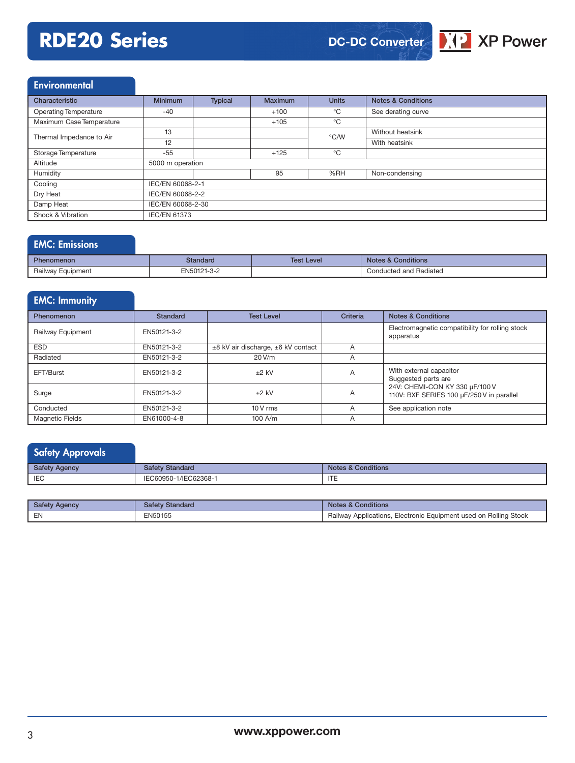# RDE20 Series

DC-DC Converter

## Environmental

| Characteristic | Minimum | Typical | Maximum | Units | Notes & Conditions |
|---|---|---|---|---|---|
| Operating Temperature | -40 | | +100 | °C | See derating curve |
| Maximum Case Temperature | | | +105 | °C | |
| Thermal Impedance to Air | 13 | | | °C/W | Without heatsink |
| | 12 | | | | With heatsink |
| Storage Temperature | -55 | | +125 | °C | |
| Altitude | 5000 m operation | | | | |
| Humidity | | | 95 | %RH | Non-condensing |
| Cooling | IEC/EN 60068-2-1 | | | | |
| Dry Heat | IEC/EN 60068-2-2 | | | | |
| Damp Heat | IEC/EN 60068-2-30 | | | | |
| Shock & Vibration | IEC/EN 61373 | | | | |

## EMC: Emissions

| Phenomenon | Standard | Test Level | Notes & Conditions |
|---|---|---|---|
| Railway Equipment | EN50121-3-2 | | Conducted and Radiated |

## EMC: Immunity

| Phenomenon | Standard | Test Level | Criteria | Notes & Conditions |
|---|---|---|---|---|
| Railway Equipment | EN50121-3-2 | | | Electromagnetic compatibility for rolling stock apparatus |
| ESD | EN50121-3-2 | ±8 kV air discharge, ±6 kV contact | A | |
| Radiated | EN50121-3-2 | 20 V/m | A | |
| EFT/Burst | EN50121-3-2 | ±2 kV | A | With external capacitor Suggested parts are 24V: CHEMI-CON KY 330 µF/100 V 110V: BXF SERIES 100 µF/250 V in parallel |
| Surge | EN50121-3-2 | ±2 kV | A | |
| Conducted | EN50121-3-2 | 10 V rms | A | See application note |
| Magnetic Fields | EN61000-4-8 | 100 A/m | A | |

## Safety Approvals

| Safety Agency | Safety Standard | Notes & Conditions |
|---|---|---|
| IEC | IEC60950-1/IEC62368-1 | ITE |

| Safety Agency | Safety Standard | Notes & Conditions |
|---|---|---|
| EN | EN50155 | Railway Applications, Electronic Equipment used on Rolling Stock |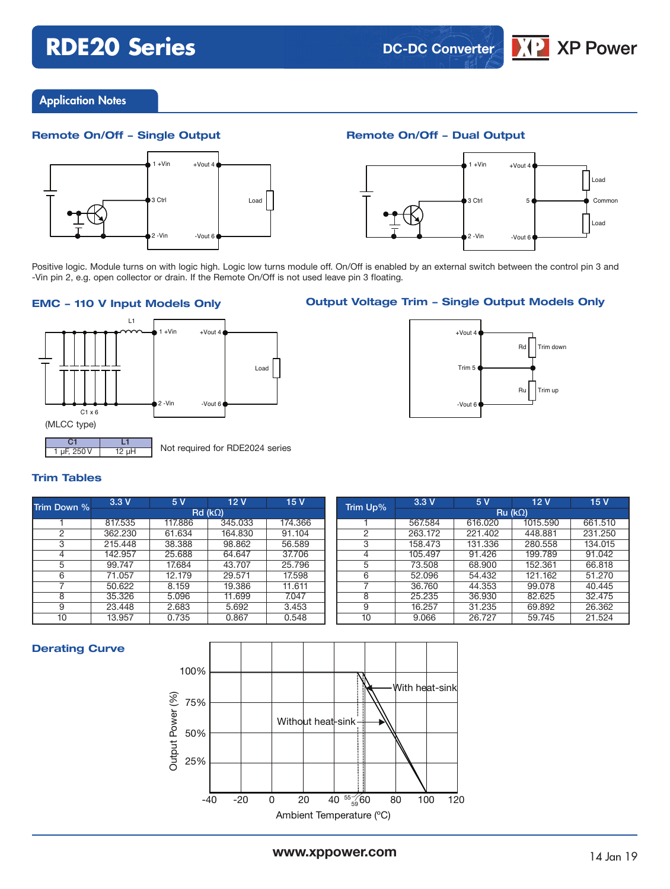## Application Notes

### Remote On/Off – Single Output

1 +Vin
+Vout 4
3 Ctrl
Load
2 -Vin
-Vout 6

### Remote On/Off – Dual Output

1 +Vin
+Vout 4
Load
3 Ctrl
5
Common
Load
2 -Vin
-Vout 6

Positive logic. Module turns on with logic high. Logic low turns module off. On/Off is enabled by an external switch between the control pin 3 and -Vin pin 2, e.g. open collector or drain. If the Remote On/Off is not used leave pin 3 floating.

### EMC – 110 V Input Models Only

L1
1 +Vin
+Vout 4
Load
2 -Vin
-Vout 6
C1 x 6

(MLCC type)

| C1 | L1 |
|---|---|
| 1 µF, 250 V | 12 µH |

Not required for RDE2024 series

### Output Voltage Trim – Single Output Models Only

+Vout 4
Rd
Trim down
Trim 5
Ru
Trim up
-Vout 6

### Trim Tables

| Trim Down % | 3.3 V | 5 V | 12 V | 15 V |
|---|---|---|---|---|
| | Rd (kΩ) | | | |
| 1 | 817.535 | 117.886 | 345.033 | 174.366 |
| 2 | 362.230 | 61.634 | 164.830 | 91.104 |
| 3 | 215.448 | 38.388 | 98.862 | 56.589 |
| 4 | 142.957 | 25.688 | 64.647 | 37.706 |
| 5 | 99.747 | 17.684 | 43.707 | 25.796 |
| 6 | 71.057 | 12.179 | 29.571 | 17.598 |
| 7 | 50.622 | 8.159 | 19.386 | 11.611 |
| 8 | 35.326 | 5.096 | 11.699 | 7.047 |
| 9 | 23.448 | 2.683 | 5.692 | 3.453 |
| 10 | 13.957 | 0.735 | 0.867 | 0.548 |

| Trim Up% | 3.3 V | 5 V | 12 V | 15 V |
|---|---|---|---|---|
| | Ru (kΩ) | | | |
| 1 | 567.584 | 616.020 | 1015.590 | 661.510 |
| 2 | 263.172 | 221.402 | 448.881 | 231.250 |
| 3 | 158.473 | 131.336 | 280.558 | 134.015 |
| 4 | 105.497 | 91.426 | 199.789 | 91.042 |
| 5 | 73.508 | 68.900 | 152.361 | 66.818 |
| 6 | 52.096 | 54.432 | 121.162 | 51.270 |
| 7 | 36.760 | 44.353 | 99.078 | 40.445 |
| 8 | 25.235 | 36.930 | 82.625 | 32.475 |
| 9 | 16.257 | 31.235 | 69.892 | 26.362 |
| 10 | 9.066 | 26.727 | 59.745 | 21.524 |

### Derating Curve

100%
75%
50%
25%
Output Power (%)
With heat-sink
Without heat-sink
-40 -20 0 20 40 55 59 60 80 100 120
Ambient Temperature (ºC)

www.xppower.com